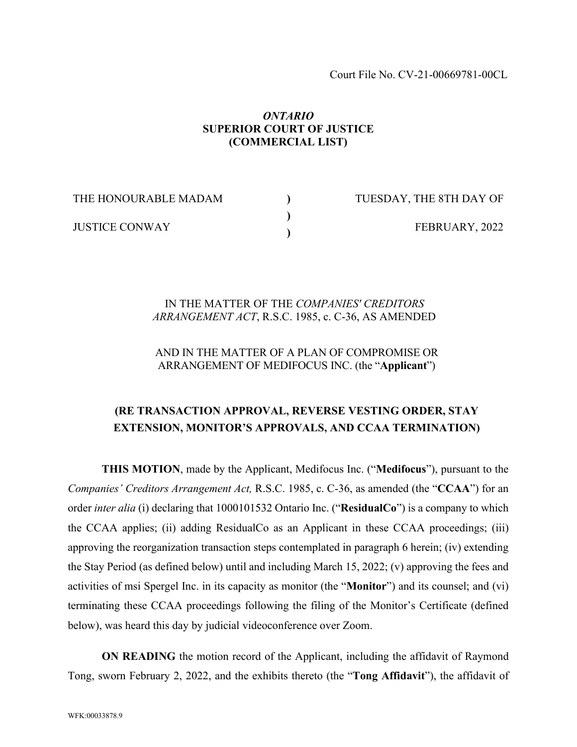Court File No. CV-21-00669781-00CL

***ONTARIO***
**SUPERIOR COURT OF JUSTICE**
**(COMMERCIAL LIST)**

| THE HONOURABLE MADAM | ) | TUESDAY, THE 8TH DAY OF |
|---|---|---|
| | ) | |
| JUSTICE CONWAY | ) | FEBRUARY, 2022 |

IN THE MATTER OF THE *COMPANIES' CREDITORS ARRANGEMENT ACT*, R.S.C. 1985, c. C-36, AS AMENDED

AND IN THE MATTER OF A PLAN OF COMPROMISE OR ARRANGEMENT OF MEDIFOCUS INC. (the "**Applicant**")

**(RE TRANSACTION APPROVAL, REVERSE VESTING ORDER, STAY EXTENSION, MONITOR'S APPROVALS, AND CCAA TERMINATION)**

**THIS MOTION**, made by the Applicant, Medifocus Inc. ("**Medifocus**"), pursuant to the *Companies' Creditors Arrangement Act,* R.S.C. 1985, c. C-36, as amended (the "**CCAA**") for an order *inter alia* (i) declaring that 1000101532 Ontario Inc. ("**ResidualCo**") is a company to which the CCAA applies; (ii) adding ResidualCo as an Applicant in these CCAA proceedings; (iii) approving the reorganization transaction steps contemplated in paragraph 6 herein; (iv) extending the Stay Period (as defined below) until and including March 15, 2022; (v) approving the fees and activities of msi Spergel Inc. in its capacity as monitor (the "**Monitor**") and its counsel; and (vi) terminating these CCAA proceedings following the filing of the Monitor's Certificate (defined below), was heard this day by judicial videoconference over Zoom.

**ON READING** the motion record of the Applicant, including the affidavit of Raymond Tong, sworn February 2, 2022, and the exhibits thereto (the "**Tong Affidavit**"), the affidavit of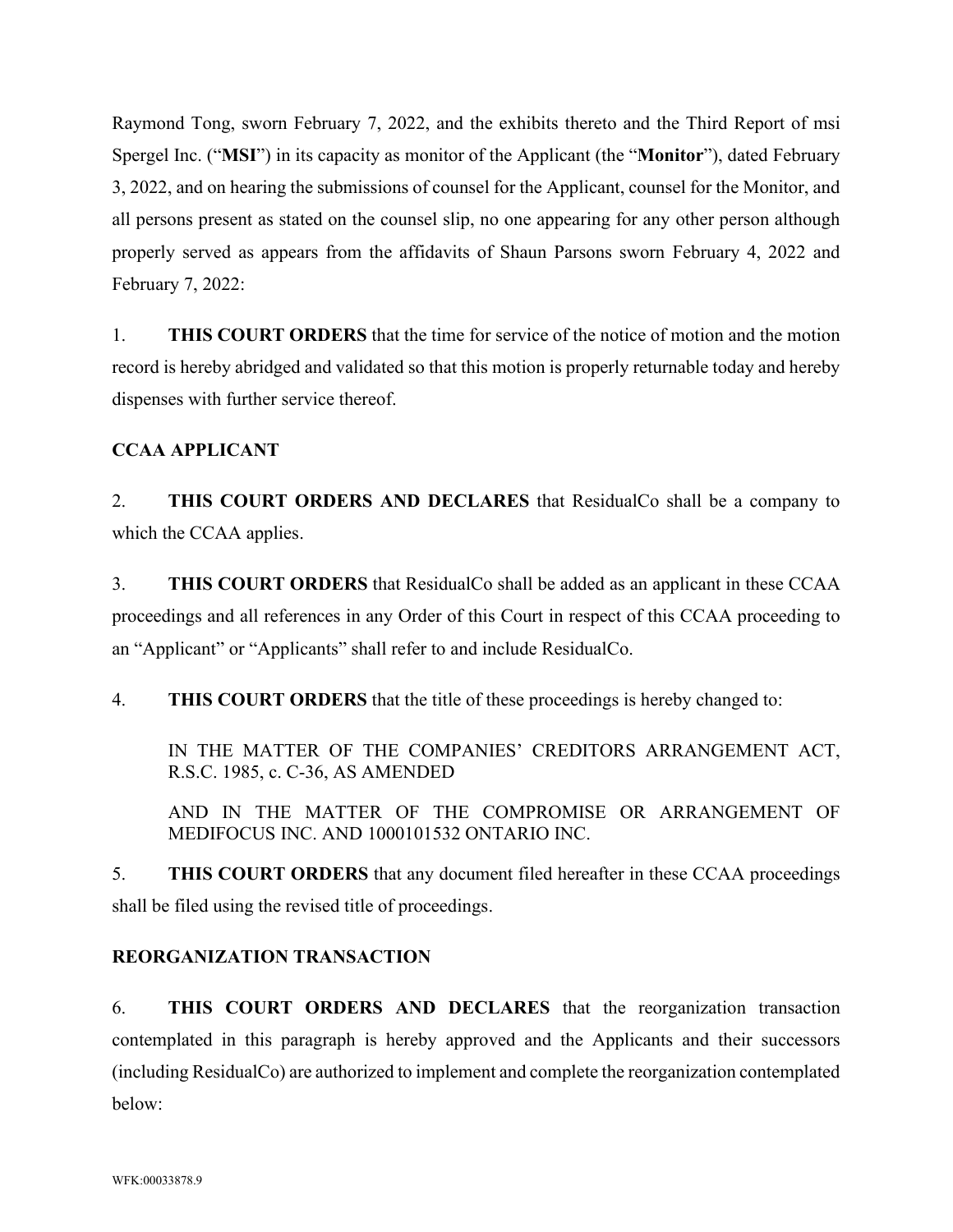Raymond Tong, sworn February 7, 2022, and the exhibits thereto and the Third Report of msi Spergel Inc. ("**MSI**") in its capacity as monitor of the Applicant (the "**Monitor**"), dated February 3, 2022, and on hearing the submissions of counsel for the Applicant, counsel for the Monitor, and all persons present as stated on the counsel slip, no one appearing for any other person although properly served as appears from the affidavits of Shaun Parsons sworn February 4, 2022 and February 7, 2022:

1. **THIS COURT ORDERS** that the time for service of the notice of motion and the motion record is hereby abridged and validated so that this motion is properly returnable today and hereby dispenses with further service thereof.

**CCAA APPLICANT**

2. **THIS COURT ORDERS AND DECLARES** that ResidualCo shall be a company to which the CCAA applies.

3. **THIS COURT ORDERS** that ResidualCo shall be added as an applicant in these CCAA proceedings and all references in any Order of this Court in respect of this CCAA proceeding to an "Applicant" or "Applicants" shall refer to and include ResidualCo.

4. **THIS COURT ORDERS** that the title of these proceedings is hereby changed to:

> IN THE MATTER OF THE COMPANIES' CREDITORS ARRANGEMENT ACT, R.S.C. 1985, c. C-36, AS AMENDED
>
> AND IN THE MATTER OF THE COMPROMISE OR ARRANGEMENT OF MEDIFOCUS INC. AND 1000101532 ONTARIO INC.

5. **THIS COURT ORDERS** that any document filed hereafter in these CCAA proceedings shall be filed using the revised title of proceedings.

**REORGANIZATION TRANSACTION**

6. **THIS COURT ORDERS AND DECLARES** that the reorganization transaction contemplated in this paragraph is hereby approved and the Applicants and their successors (including ResidualCo) are authorized to implement and complete the reorganization contemplated below: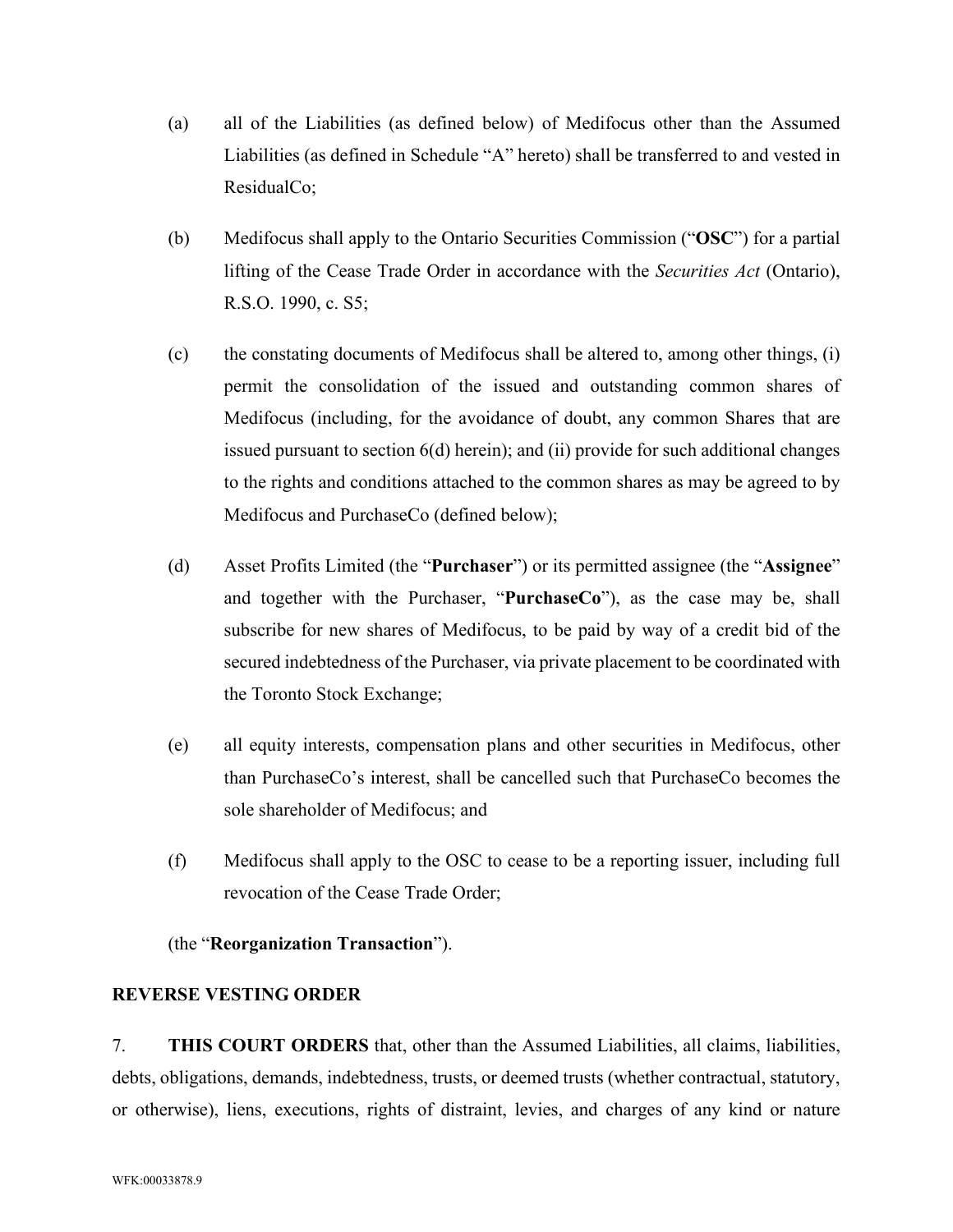(a) all of the Liabilities (as defined below) of Medifocus other than the Assumed Liabilities (as defined in Schedule "A" hereto) shall be transferred to and vested in ResidualCo;

(b) Medifocus shall apply to the Ontario Securities Commission ("**OSC**") for a partial lifting of the Cease Trade Order in accordance with the *Securities Act* (Ontario), R.S.O. 1990, c. S5;

(c) the constating documents of Medifocus shall be altered to, among other things, (i) permit the consolidation of the issued and outstanding common shares of Medifocus (including, for the avoidance of doubt, any common Shares that are issued pursuant to section 6(d) herein); and (ii) provide for such additional changes to the rights and conditions attached to the common shares as may be agreed to by Medifocus and PurchaseCo (defined below);

(d) Asset Profits Limited (the "**Purchaser**") or its permitted assignee (the "**Assignee**" and together with the Purchaser, "**PurchaseCo**"), as the case may be, shall subscribe for new shares of Medifocus, to be paid by way of a credit bid of the secured indebtedness of the Purchaser, via private placement to be coordinated with the Toronto Stock Exchange;

(e) all equity interests, compensation plans and other securities in Medifocus, other than PurchaseCo's interest, shall be cancelled such that PurchaseCo becomes the sole shareholder of Medifocus; and

(f) Medifocus shall apply to the OSC to cease to be a reporting issuer, including full revocation of the Cease Trade Order;

(the "**Reorganization Transaction**").

**REVERSE VESTING ORDER**

7. **THIS COURT ORDERS** that, other than the Assumed Liabilities, all claims, liabilities, debts, obligations, demands, indebtedness, trusts, or deemed trusts (whether contractual, statutory, or otherwise), liens, executions, rights of distraint, levies, and charges of any kind or nature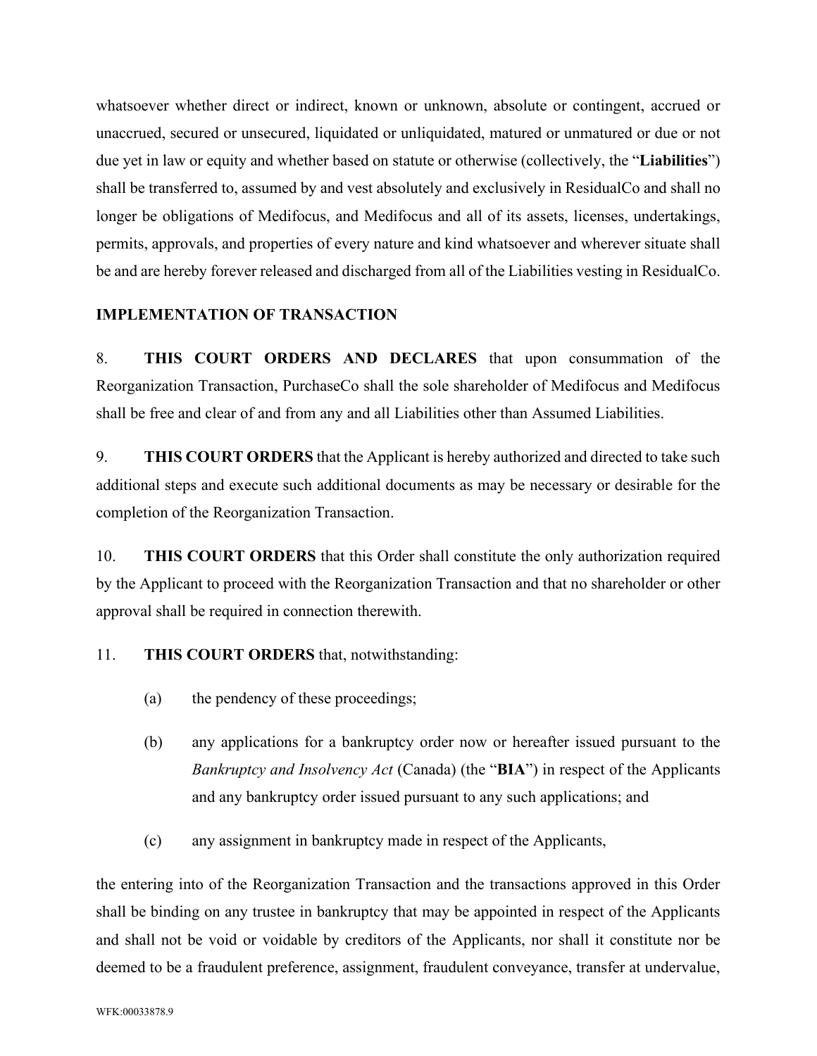whatsoever whether direct or indirect, known or unknown, absolute or contingent, accrued or unaccrued, secured or unsecured, liquidated or unliquidated, matured or unmatured or due or not due yet in law or equity and whether based on statute or otherwise (collectively, the "**Liabilities**") shall be transferred to, assumed by and vest absolutely and exclusively in ResidualCo and shall no longer be obligations of Medifocus, and Medifocus and all of its assets, licenses, undertakings, permits, approvals, and properties of every nature and kind whatsoever and wherever situate shall be and are hereby forever released and discharged from all of the Liabilities vesting in ResidualCo.

**IMPLEMENTATION OF TRANSACTION**

8. **THIS COURT ORDERS AND DECLARES** that upon consummation of the Reorganization Transaction, PurchaseCo shall the sole shareholder of Medifocus and Medifocus shall be free and clear of and from any and all Liabilities other than Assumed Liabilities.

9. **THIS COURT ORDERS** that the Applicant is hereby authorized and directed to take such additional steps and execute such additional documents as may be necessary or desirable for the completion of the Reorganization Transaction.

10. **THIS COURT ORDERS** that this Order shall constitute the only authorization required by the Applicant to proceed with the Reorganization Transaction and that no shareholder or other approval shall be required in connection therewith.

11. **THIS COURT ORDERS** that, notwithstanding:

(a) the pendency of these proceedings;

(b) any applications for a bankruptcy order now or hereafter issued pursuant to the *Bankruptcy and Insolvency Act* (Canada) (the "**BIA**") in respect of the Applicants and any bankruptcy order issued pursuant to any such applications; and

(c) any assignment in bankruptcy made in respect of the Applicants,

the entering into of the Reorganization Transaction and the transactions approved in this Order shall be binding on any trustee in bankruptcy that may be appointed in respect of the Applicants and shall not be void or voidable by creditors of the Applicants, nor shall it constitute nor be deemed to be a fraudulent preference, assignment, fraudulent conveyance, transfer at undervalue,

WFK:00033878.9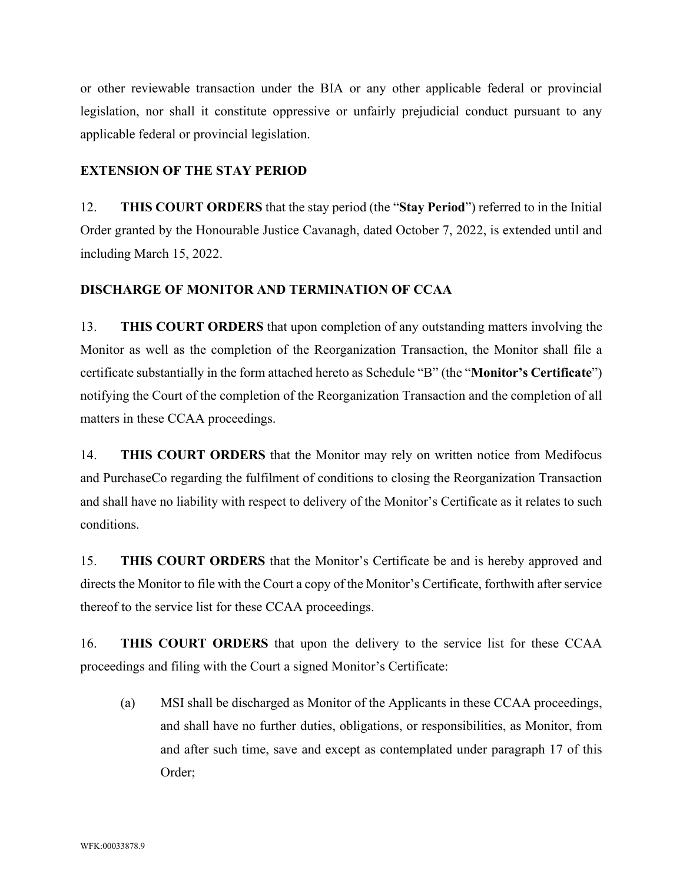or other reviewable transaction under the BIA or any other applicable federal or provincial legislation, nor shall it constitute oppressive or unfairly prejudicial conduct pursuant to any applicable federal or provincial legislation.

**EXTENSION OF THE STAY PERIOD**

12. **THIS COURT ORDERS** that the stay period (the "**Stay Period**") referred to in the Initial Order granted by the Honourable Justice Cavanagh, dated October 7, 2022, is extended until and including March 15, 2022.

**DISCHARGE OF MONITOR AND TERMINATION OF CCAA**

13. **THIS COURT ORDERS** that upon completion of any outstanding matters involving the Monitor as well as the completion of the Reorganization Transaction, the Monitor shall file a certificate substantially in the form attached hereto as Schedule "B" (the "**Monitor's Certificate**") notifying the Court of the completion of the Reorganization Transaction and the completion of all matters in these CCAA proceedings.

14. **THIS COURT ORDERS** that the Monitor may rely on written notice from Medifocus and PurchaseCo regarding the fulfilment of conditions to closing the Reorganization Transaction and shall have no liability with respect to delivery of the Monitor's Certificate as it relates to such conditions.

15. **THIS COURT ORDERS** that the Monitor's Certificate be and is hereby approved and directs the Monitor to file with the Court a copy of the Monitor's Certificate, forthwith after service thereof to the service list for these CCAA proceedings.

16. **THIS COURT ORDERS** that upon the delivery to the service list for these CCAA proceedings and filing with the Court a signed Monitor's Certificate:

(a) MSI shall be discharged as Monitor of the Applicants in these CCAA proceedings, and shall have no further duties, obligations, or responsibilities, as Monitor, from and after such time, save and except as contemplated under paragraph 17 of this Order;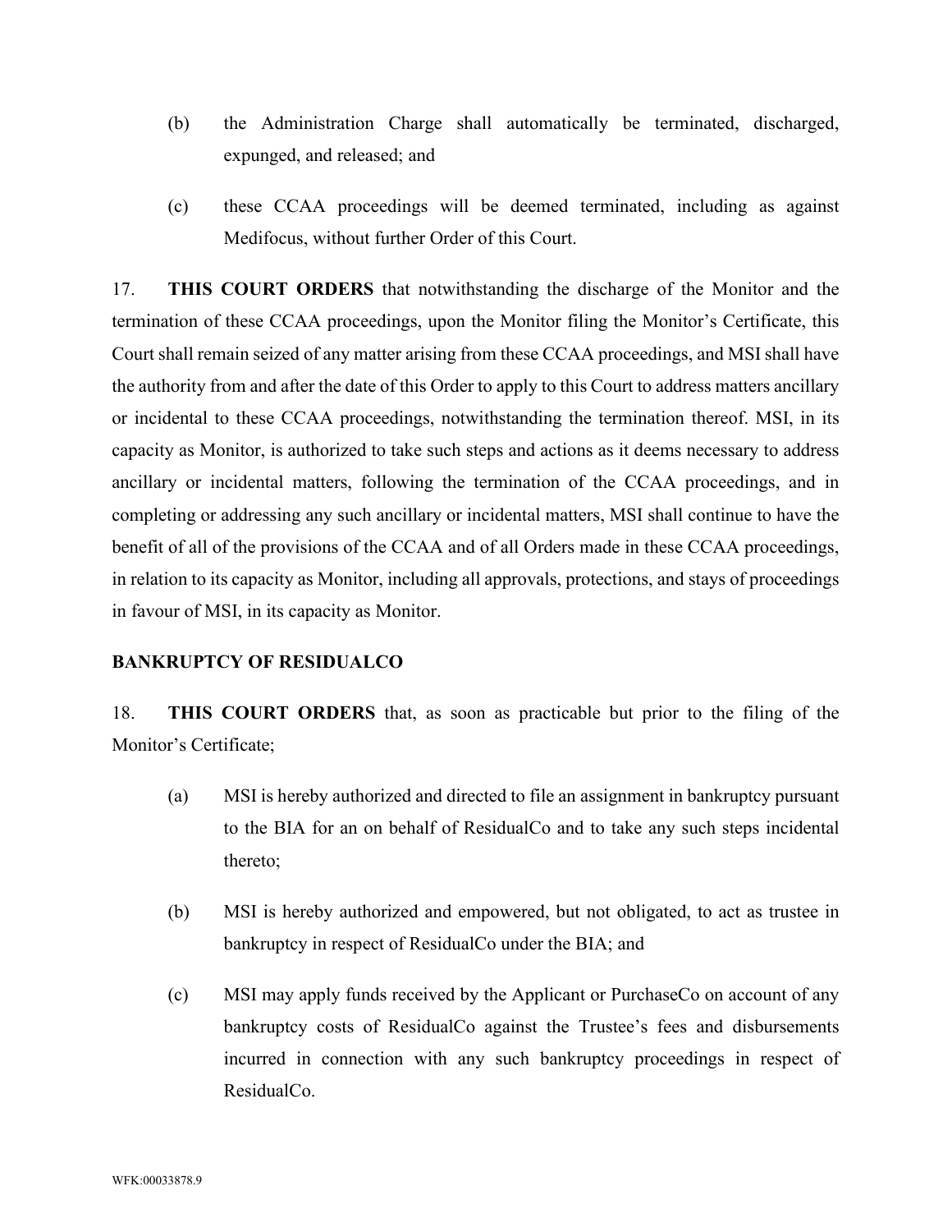(b) the Administration Charge shall automatically be terminated, discharged, expunged, and released; and

(c) these CCAA proceedings will be deemed terminated, including as against Medifocus, without further Order of this Court.

17. **THIS COURT ORDERS** that notwithstanding the discharge of the Monitor and the termination of these CCAA proceedings, upon the Monitor filing the Monitor's Certificate, this Court shall remain seized of any matter arising from these CCAA proceedings, and MSI shall have the authority from and after the date of this Order to apply to this Court to address matters ancillary or incidental to these CCAA proceedings, notwithstanding the termination thereof. MSI, in its capacity as Monitor, is authorized to take such steps and actions as it deems necessary to address ancillary or incidental matters, following the termination of the CCAA proceedings, and in completing or addressing any such ancillary or incidental matters, MSI shall continue to have the benefit of all of the provisions of the CCAA and of all Orders made in these CCAA proceedings, in relation to its capacity as Monitor, including all approvals, protections, and stays of proceedings in favour of MSI, in its capacity as Monitor.

**BANKRUPTCY OF RESIDUALCO**

18. **THIS COURT ORDERS** that, as soon as practicable but prior to the filing of the Monitor's Certificate;

(a) MSI is hereby authorized and directed to file an assignment in bankruptcy pursuant to the BIA for an on behalf of ResidualCo and to take any such steps incidental thereto;

(b) MSI is hereby authorized and empowered, but not obligated, to act as trustee in bankruptcy in respect of ResidualCo under the BIA; and

(c) MSI may apply funds received by the Applicant or PurchaseCo on account of any bankruptcy costs of ResidualCo against the Trustee's fees and disbursements incurred in connection with any such bankruptcy proceedings in respect of ResidualCo.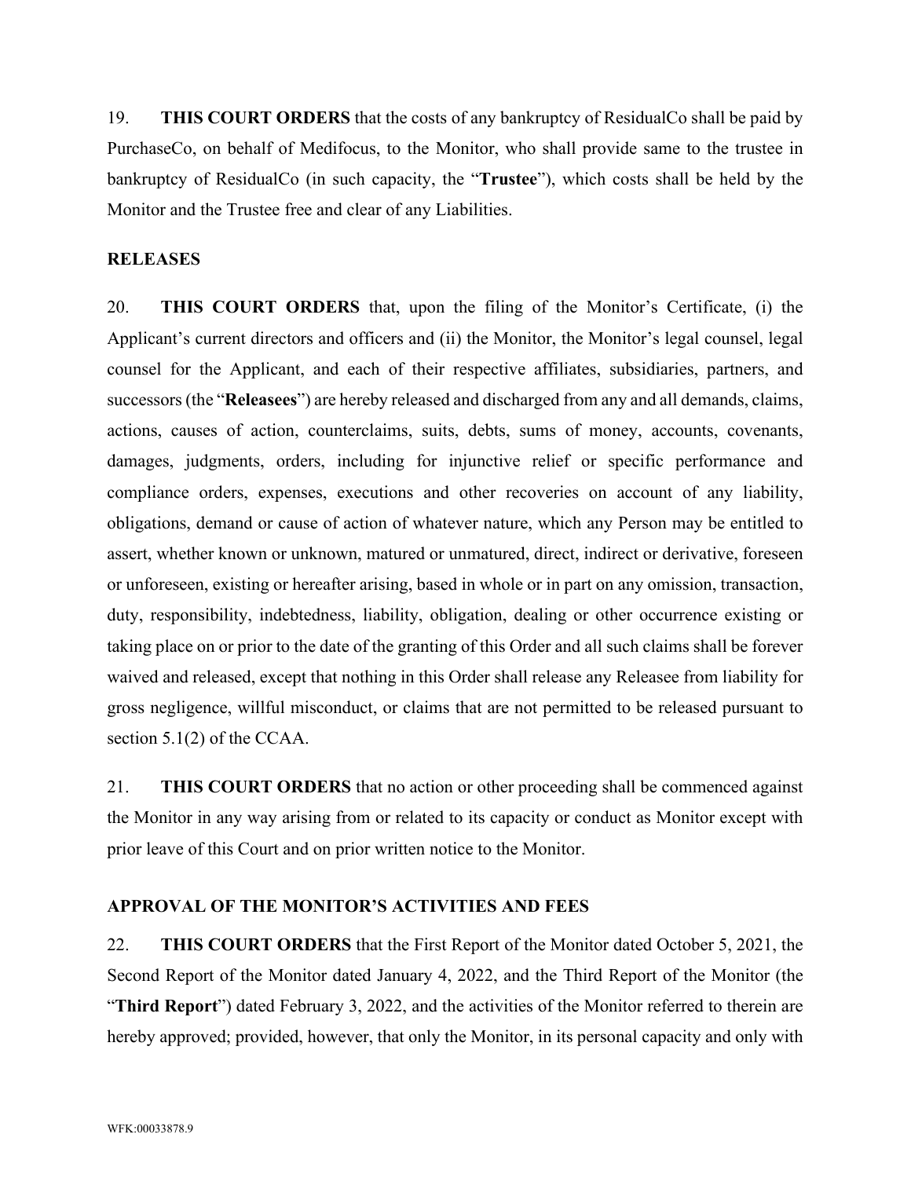19. **THIS COURT ORDERS** that the costs of any bankruptcy of ResidualCo shall be paid by PurchaseCo, on behalf of Medifocus, to the Monitor, who shall provide same to the trustee in bankruptcy of ResidualCo (in such capacity, the "**Trustee**"), which costs shall be held by the Monitor and the Trustee free and clear of any Liabilities.

## RELEASES

20. **THIS COURT ORDERS** that, upon the filing of the Monitor's Certificate, (i) the Applicant's current directors and officers and (ii) the Monitor, the Monitor's legal counsel, legal counsel for the Applicant, and each of their respective affiliates, subsidiaries, partners, and successors (the "**Releasees**") are hereby released and discharged from any and all demands, claims, actions, causes of action, counterclaims, suits, debts, sums of money, accounts, covenants, damages, judgments, orders, including for injunctive relief or specific performance and compliance orders, expenses, executions and other recoveries on account of any liability, obligations, demand or cause of action of whatever nature, which any Person may be entitled to assert, whether known or unknown, matured or unmatured, direct, indirect or derivative, foreseen or unforeseen, existing or hereafter arising, based in whole or in part on any omission, transaction, duty, responsibility, indebtedness, liability, obligation, dealing or other occurrence existing or taking place on or prior to the date of the granting of this Order and all such claims shall be forever waived and released, except that nothing in this Order shall release any Releasee from liability for gross negligence, willful misconduct, or claims that are not permitted to be released pursuant to section 5.1(2) of the CCAA.

21. **THIS COURT ORDERS** that no action or other proceeding shall be commenced against the Monitor in any way arising from or related to its capacity or conduct as Monitor except with prior leave of this Court and on prior written notice to the Monitor.

## APPROVAL OF THE MONITOR'S ACTIVITIES AND FEES

22. **THIS COURT ORDERS** that the First Report of the Monitor dated October 5, 2021, the Second Report of the Monitor dated January 4, 2022, and the Third Report of the Monitor (the "**Third Report**") dated February 3, 2022, and the activities of the Monitor referred to therein are hereby approved; provided, however, that only the Monitor, in its personal capacity and only with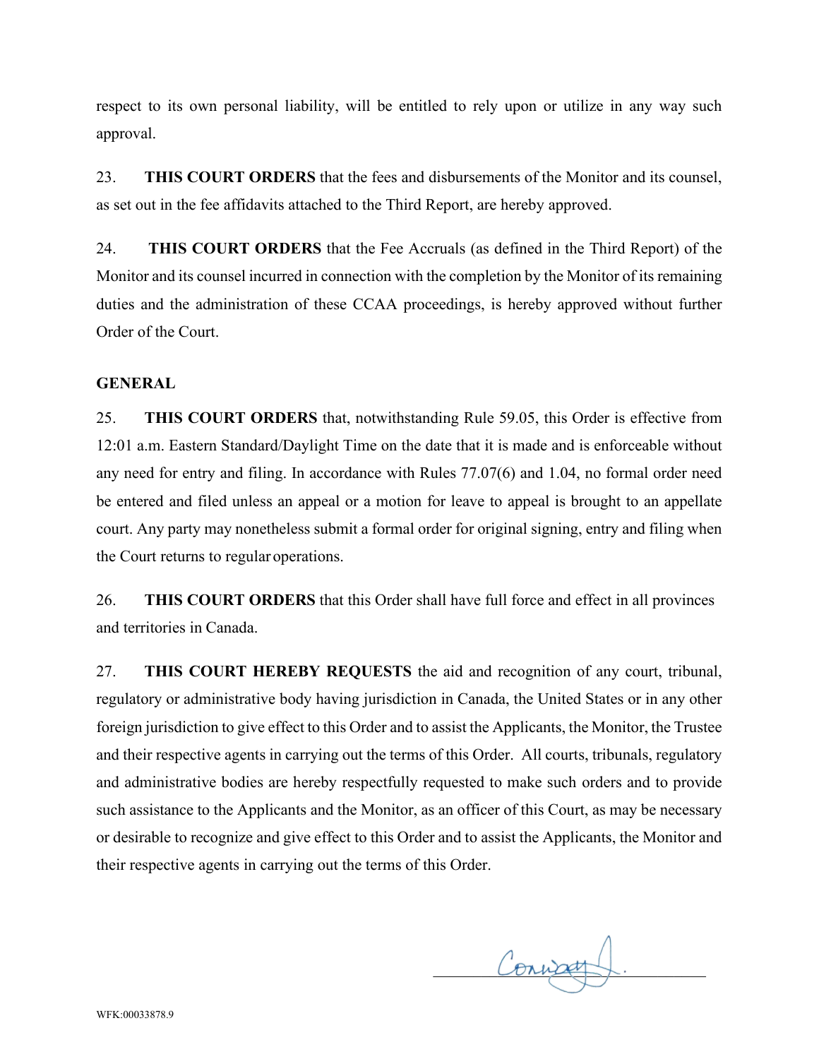respect to its own personal liability, will be entitled to rely upon or utilize in any way such approval.

23. **THIS COURT ORDERS** that the fees and disbursements of the Monitor and its counsel, as set out in the fee affidavits attached to the Third Report, are hereby approved.

24. **THIS COURT ORDERS** that the Fee Accruals (as defined in the Third Report) of the Monitor and its counsel incurred in connection with the completion by the Monitor of its remaining duties and the administration of these CCAA proceedings, is hereby approved without further Order of the Court.

**GENERAL**

25. **THIS COURT ORDERS** that, notwithstanding Rule 59.05, this Order is effective from 12:01 a.m. Eastern Standard/Daylight Time on the date that it is made and is enforceable without any need for entry and filing. In accordance with Rules 77.07(6) and 1.04, no formal order need be entered and filed unless an appeal or a motion for leave to appeal is brought to an appellate court. Any party may nonetheless submit a formal order for original signing, entry and filing when the Court returns to regular operations.

26. **THIS COURT ORDERS** that this Order shall have full force and effect in all provinces and territories in Canada.

27. **THIS COURT HEREBY REQUESTS** the aid and recognition of any court, tribunal, regulatory or administrative body having jurisdiction in Canada, the United States or in any other foreign jurisdiction to give effect to this Order and to assist the Applicants, the Monitor, the Trustee and their respective agents in carrying out the terms of this Order. All courts, tribunals, regulatory and administrative bodies are hereby respectfully requested to make such orders and to provide such assistance to the Applicants and the Monitor, as an officer of this Court, as may be necessary or desirable to recognize and give effect to this Order and to assist the Applicants, the Monitor and their respective agents in carrying out the terms of this Order.

Conway J.

WFK:00033878.9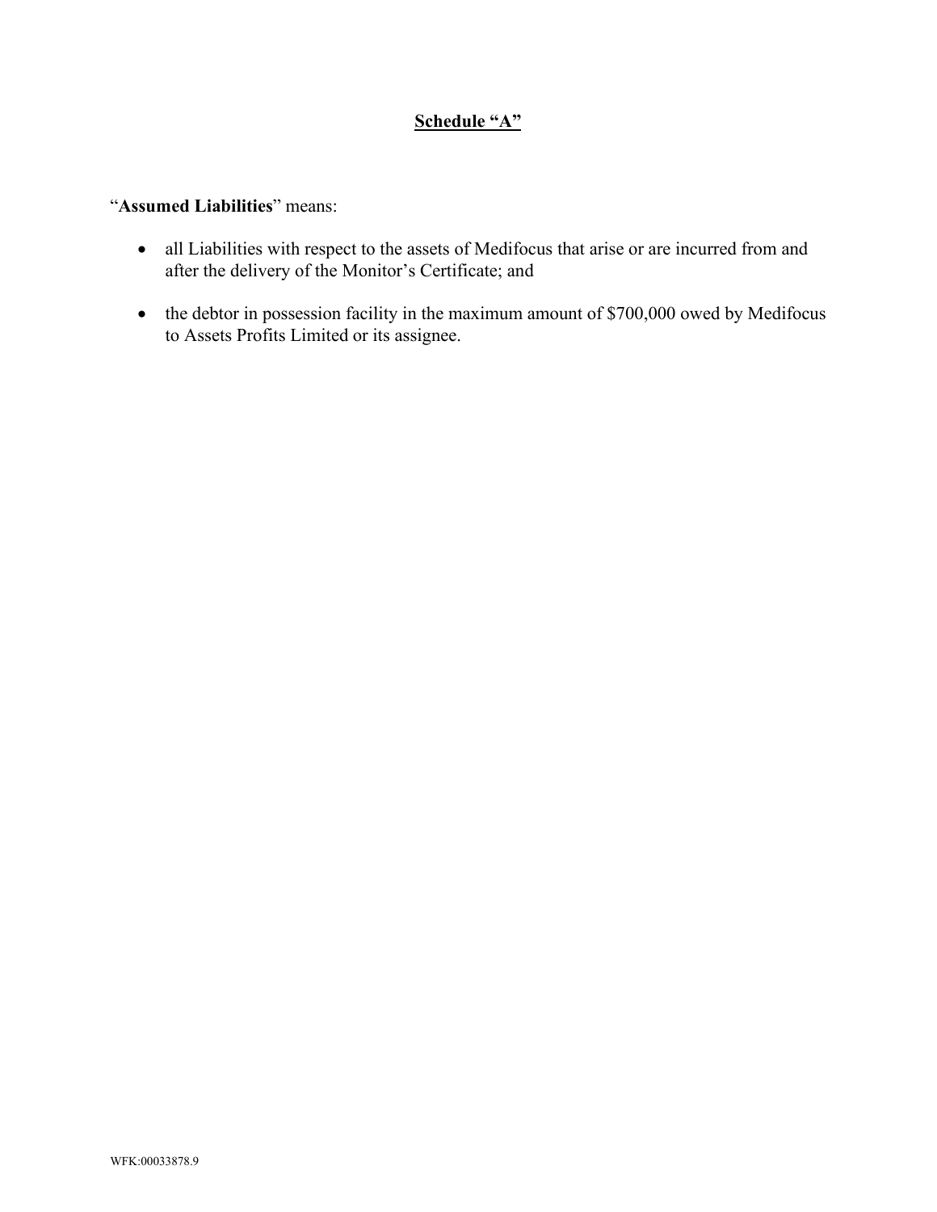## Schedule "A"

"**Assumed Liabilities**" means:

- all Liabilities with respect to the assets of Medifocus that arise or are incurred from and after the delivery of the Monitor's Certificate; and
- the debtor in possession facility in the maximum amount of $700,000 owed by Medifocus to Assets Profits Limited or its assignee.

WFK:00033878.9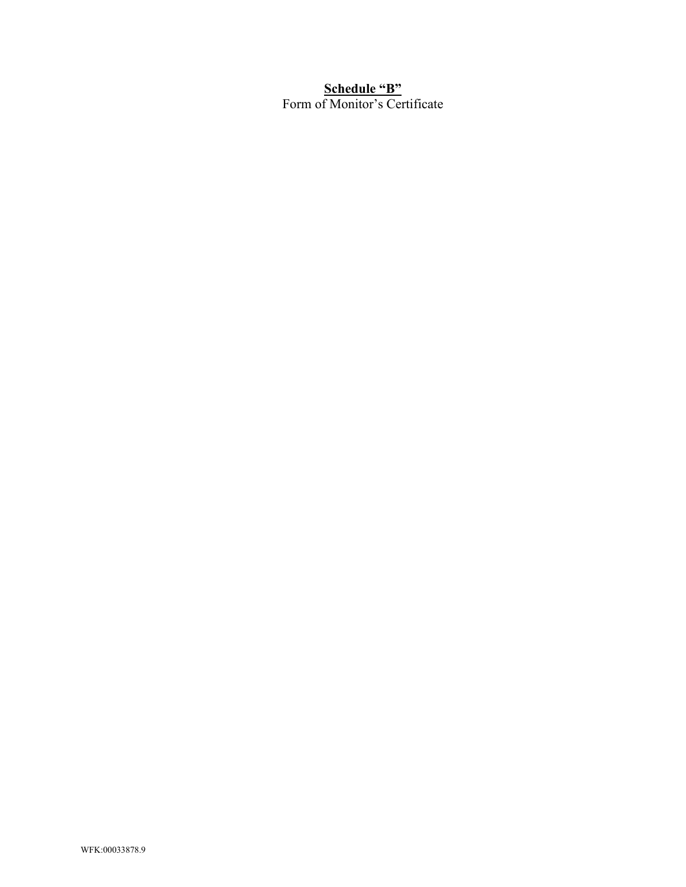**<u>Schedule "B"</u>**

Form of Monitor's Certificate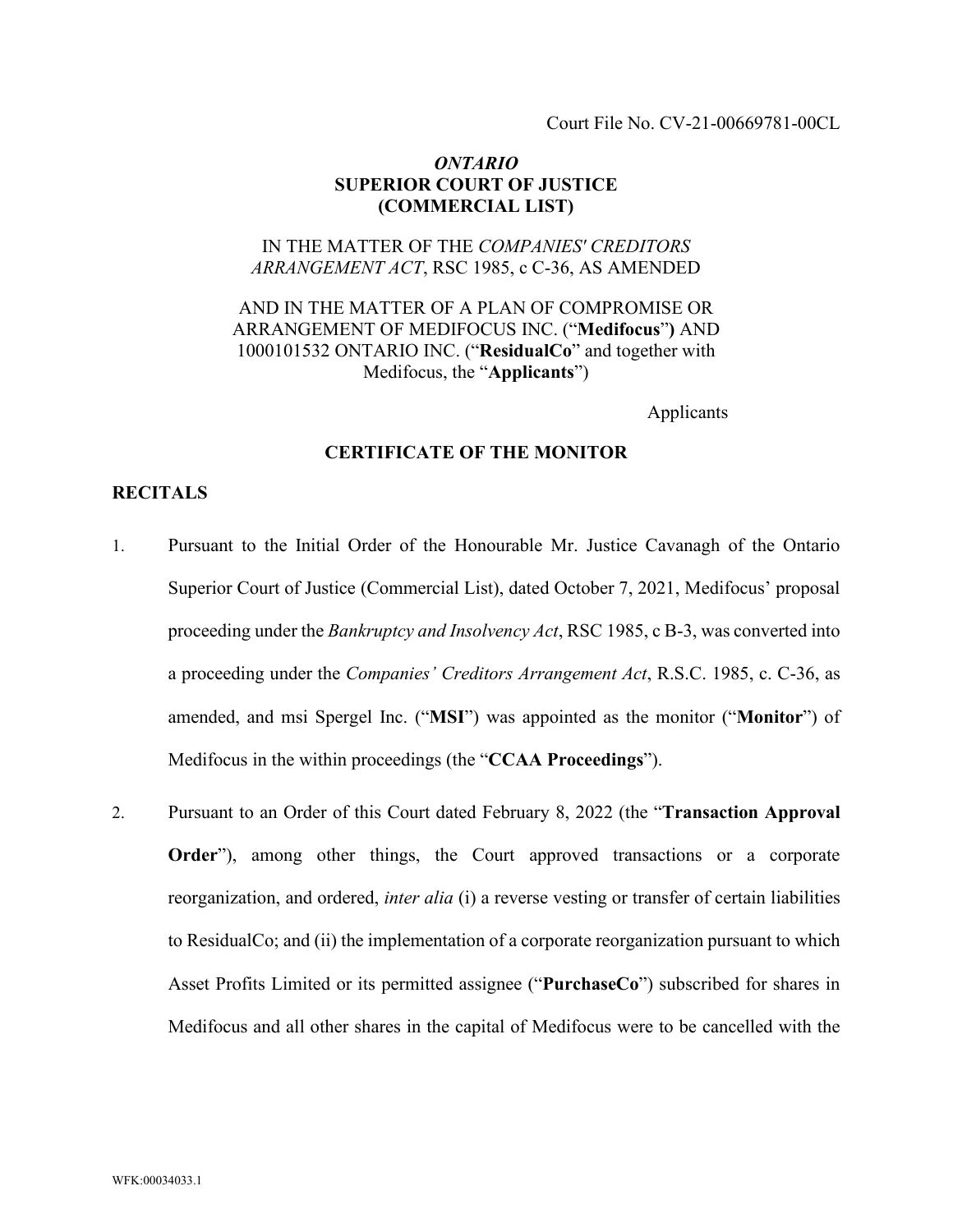Court File No. CV-21-00669781-00CL

***ONTARIO***
**SUPERIOR COURT OF JUSTICE**
**(COMMERCIAL LIST)**

IN THE MATTER OF THE *COMPANIES' CREDITORS ARRANGEMENT ACT*, RSC 1985, c C-36, AS AMENDED

AND IN THE MATTER OF A PLAN OF COMPROMISE OR ARRANGEMENT OF MEDIFOCUS INC. ("**Medifocus**") AND 1000101532 ONTARIO INC. ("**ResidualCo**" and together with Medifocus, the "**Applicants**")

Applicants

## CERTIFICATE OF THE MONITOR

## RECITALS

1. Pursuant to the Initial Order of the Honourable Mr. Justice Cavanagh of the Ontario Superior Court of Justice (Commercial List), dated October 7, 2021, Medifocus' proposal proceeding under the *Bankruptcy and Insolvency Act*, RSC 1985, c B-3, was converted into a proceeding under the *Companies' Creditors Arrangement Act*, R.S.C. 1985, c. C-36, as amended, and msi Spergel Inc. ("**MSI**") was appointed as the monitor ("**Monitor**") of Medifocus in the within proceedings (the "**CCAA Proceedings**").

2. Pursuant to an Order of this Court dated February 8, 2022 (the "**Transaction Approval Order**"), among other things, the Court approved transactions or a corporate reorganization, and ordered, *inter alia* (i) a reverse vesting or transfer of certain liabilities to ResidualCo; and (ii) the implementation of a corporate reorganization pursuant to which Asset Profits Limited or its permitted assignee ("**PurchaseCo**") subscribed for shares in Medifocus and all other shares in the capital of Medifocus were to be cancelled with the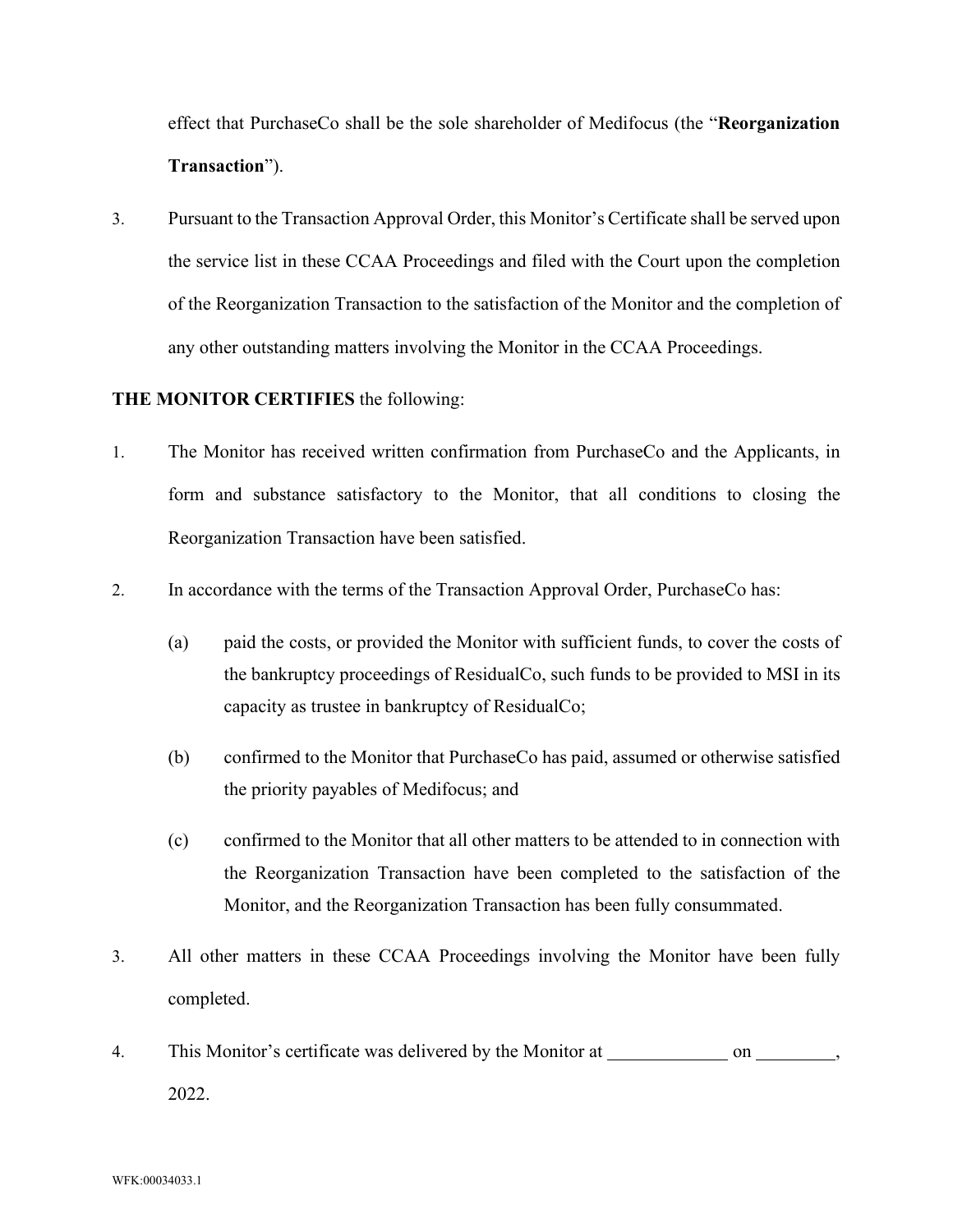effect that PurchaseCo shall be the sole shareholder of Medifocus (the "**Reorganization Transaction**").

3. Pursuant to the Transaction Approval Order, this Monitor's Certificate shall be served upon the service list in these CCAA Proceedings and filed with the Court upon the completion of the Reorganization Transaction to the satisfaction of the Monitor and the completion of any other outstanding matters involving the Monitor in the CCAA Proceedings.

**THE MONITOR CERTIFIES** the following:

1. The Monitor has received written confirmation from PurchaseCo and the Applicants, in form and substance satisfactory to the Monitor, that all conditions to closing the Reorganization Transaction have been satisfied.

2. In accordance with the terms of the Transaction Approval Order, PurchaseCo has:

   (a) paid the costs, or provided the Monitor with sufficient funds, to cover the costs of the bankruptcy proceedings of ResidualCo, such funds to be provided to MSI in its capacity as trustee in bankruptcy of ResidualCo;

   (b) confirmed to the Monitor that PurchaseCo has paid, assumed or otherwise satisfied the priority payables of Medifocus; and

   (c) confirmed to the Monitor that all other matters to be attended to in connection with the Reorganization Transaction have been completed to the satisfaction of the Monitor, and the Reorganization Transaction has been fully consummated.

3. All other matters in these CCAA Proceedings involving the Monitor have been fully completed.

4. This Monitor's certificate was delivered by the Monitor at _____________ on ________, 2022.

WFK:00034033.1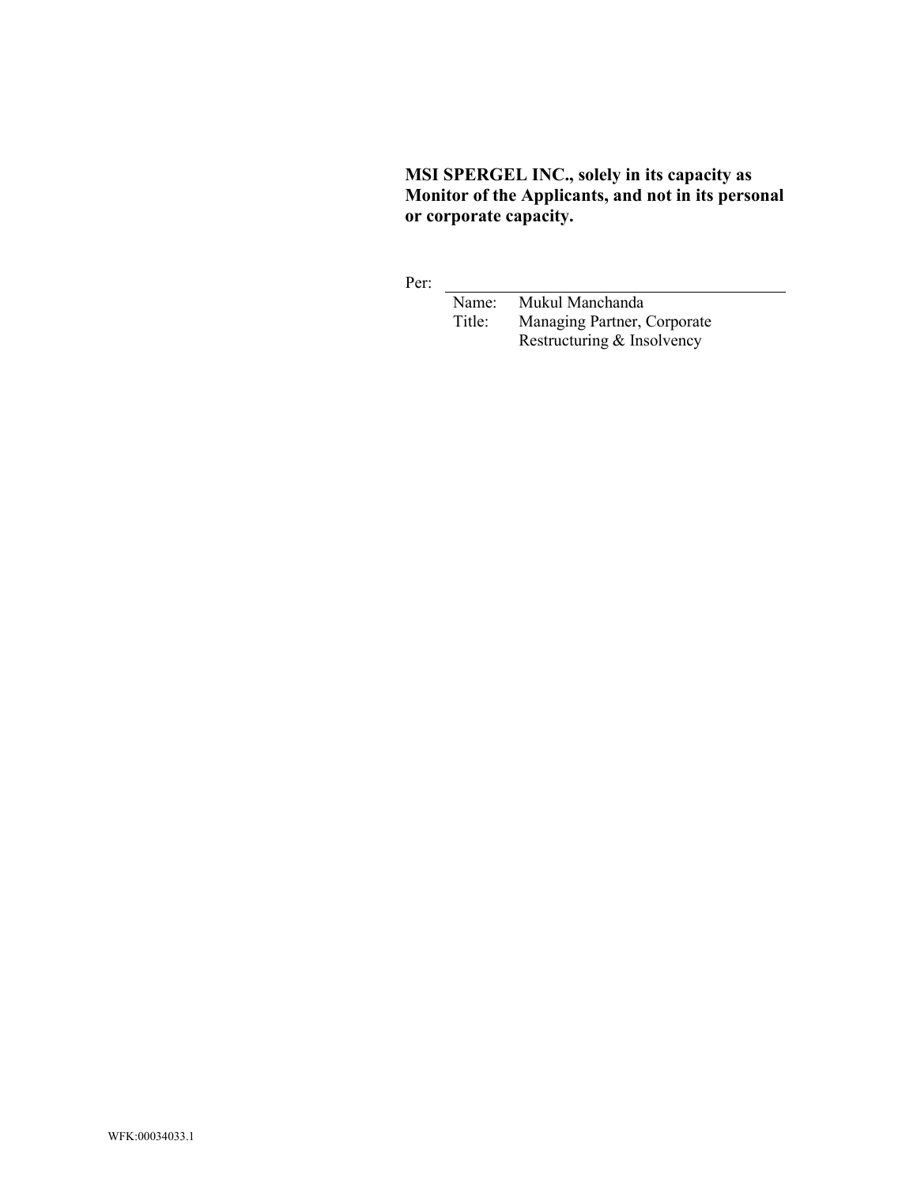**MSI SPERGEL INC., solely in its capacity as Monitor of the Applicants, and not in its personal or corporate capacity.**

Per: ______________________________

Name: Mukul Manchanda
Title: Managing Partner, Corporate Restructuring & Insolvency

WFK:00034033.1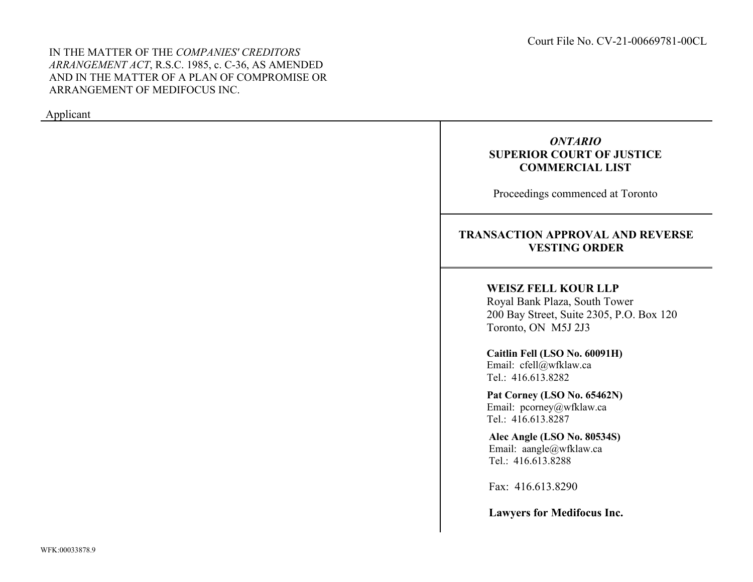Court File No. CV-21-00669781-00CL

IN THE MATTER OF THE *COMPANIES' CREDITORS ARRANGEMENT ACT*, R.S.C. 1985, c. C-36, AS AMENDED AND IN THE MATTER OF A PLAN OF COMPROMISE OR ARRANGEMENT OF MEDIFOCUS INC.

Applicant

***ONTARIO***
**SUPERIOR COURT OF JUSTICE**
**COMMERCIAL LIST**

Proceedings commenced at Toronto

**TRANSACTION APPROVAL AND REVERSE VESTING ORDER**

**WEISZ FELL KOUR LLP**
Royal Bank Plaza, South Tower
200 Bay Street, Suite 2305, P.O. Box 120
Toronto, ON M5J 2J3

**Caitlin Fell (LSO No. 60091H)**
Email: cfell@wfklaw.ca
Tel.: 416.613.8282

**Pat Corney (LSO No. 65462N)**
Email: pcorney@wfklaw.ca
Tel.: 416.613.8287

**Alec Angle (LSO No. 80534S)**
Email: aangle@wfklaw.ca
Tel.: 416.613.8288

Fax: 416.613.8290

**Lawyers for Medifocus Inc.**

WFK:00033878.9